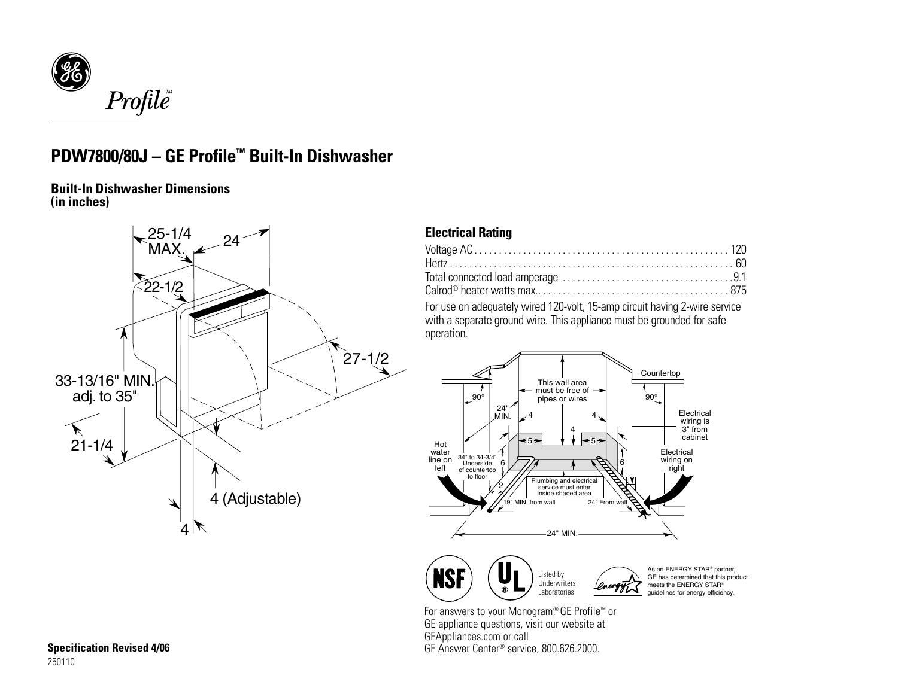# PDW7800/80J – GE Profile™ Built-In Dishwasher

## Built-In Dishwasher Dimensions (in inches)

25-1/4 MAX.

24

22-1/2

27-1/2

33-13/16" MIN. adj. to 35"

21-1/4

4 (Adjustable)

4

## Electrical Rating

| | |
|---|---|
| Voltage AC | 120 |
| Hertz | 60 |
| Total connected load amperage | 9.1 |
| Calrod® heater watts max. | 875 |

For use on adequately wired 120-volt, 15-amp circuit having 2-wire service with a separate ground wire. This appliance must be grounded for safe operation.

Countertop

This wall area must be free of pipes or wires

90°

90°

24" MIN.

4

4

4

5

5

Electrical wiring is 3" from cabinet

Hot water line on left

34" to 34-3/4" Underside of countertop to floor

6

6

Electrical wiring on right

2

Plumbing and electrical service must enter inside shaded area

19" MIN. from wall

24" From wall

24" MIN.

Listed by Underwriters Laboratories

As an ENERGY STAR® partner, GE has determined that this product meets the ENERGY STAR® guidelines for energy efficiency.

For answers to your Monogram,® GE Profile™ or GE appliance questions, visit our website at GEAppliances.com or call GE Answer Center® service, 800.626.2000.

**Specification Revised 4/06**

250110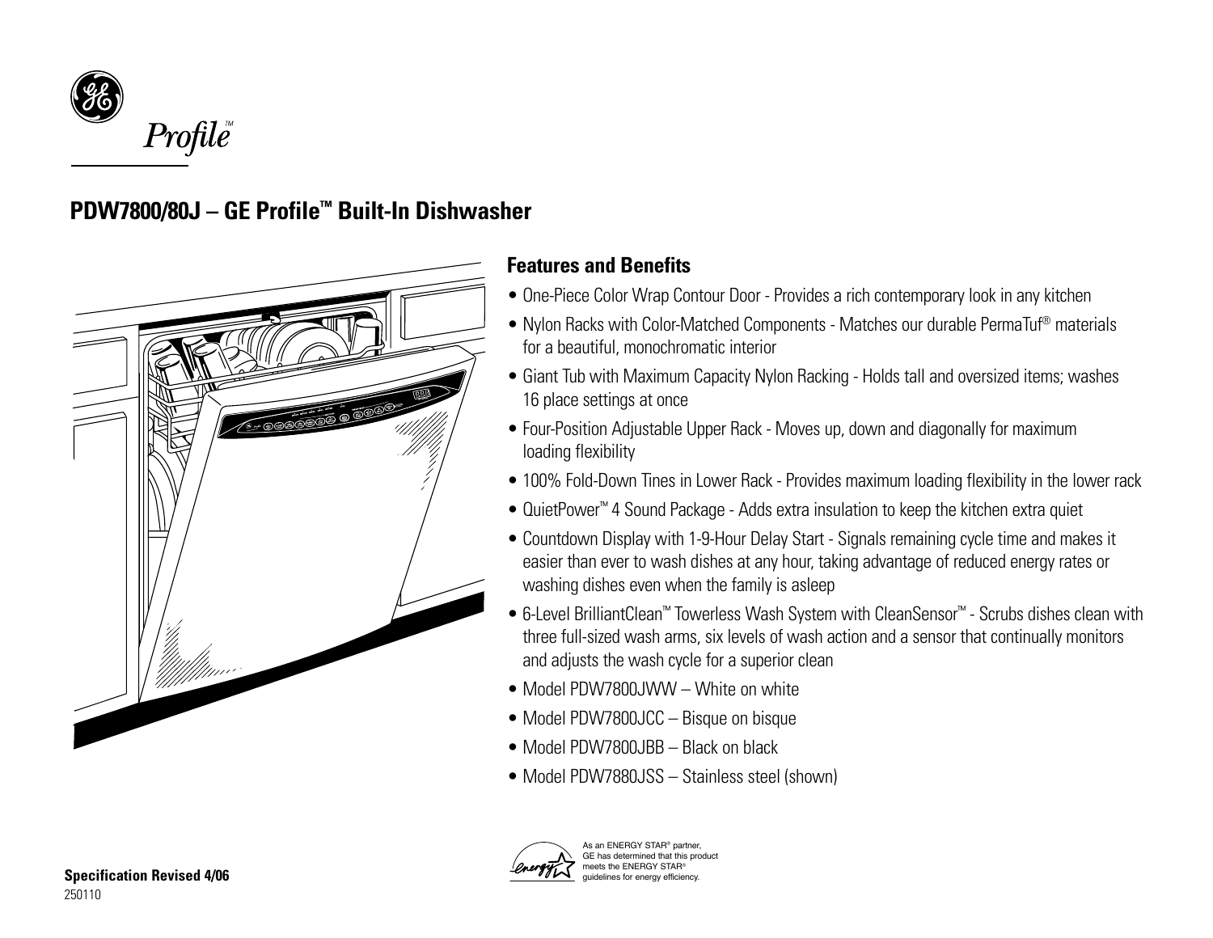GE Profile™

## PDW7800/80J – GE Profile™ Built-In Dishwasher

### Features and Benefits

- One-Piece Color Wrap Contour Door - Provides a rich contemporary look in any kitchen
- Nylon Racks with Color-Matched Components - Matches our durable PermaTuf® materials for a beautiful, monochromatic interior
- Giant Tub with Maximum Capacity Nylon Racking - Holds tall and oversized items; washes 16 place settings at once
- Four-Position Adjustable Upper Rack - Moves up, down and diagonally for maximum loading flexibility
- 100% Fold-Down Tines in Lower Rack - Provides maximum loading flexibility in the lower rack
- QuietPower™ 4 Sound Package - Adds extra insulation to keep the kitchen extra quiet
- Countdown Display with 1-9-Hour Delay Start - Signals remaining cycle time and makes it easier than ever to wash dishes at any hour, taking advantage of reduced energy rates or washing dishes even when the family is asleep
- 6-Level BrilliantClean™ Towerless Wash System with CleanSensor™ - Scrubs dishes clean with three full-sized wash arms, six levels of wash action and a sensor that continually monitors and adjusts the wash cycle for a superior clean
- Model PDW7800JWW – White on white
- Model PDW7800JCC – Bisque on bisque
- Model PDW7800JBB – Black on black
- Model PDW7880JSS – Stainless steel (shown)

As an ENERGY STAR® partner, GE has determined that this product meets the ENERGY STAR® guidelines for energy efficiency.

**Specification Revised 4/06**
250110